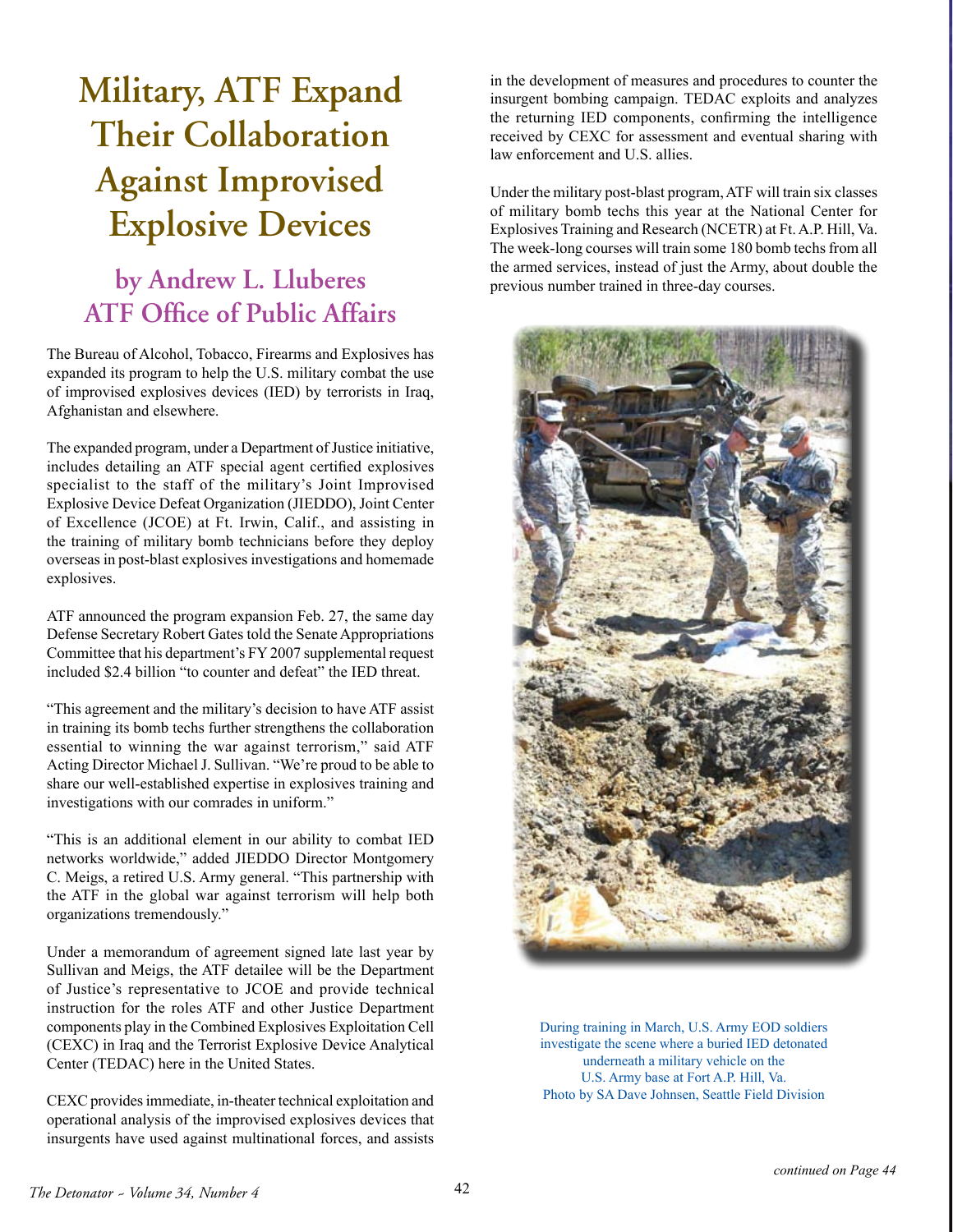# Military, ATF Expand Their Collaboration Against Improvised Explosive Devices

## by Andrew L. Lluberes
## ATF Office of Public Affairs

The Bureau of Alcohol, Tobacco, Firearms and Explosives has expanded its program to help the U.S. military combat the use of improvised explosives devices (IED) by terrorists in Iraq, Afghanistan and elsewhere.

The expanded program, under a Department of Justice initiative, includes detailing an ATF special agent certified explosives specialist to the staff of the military's Joint Improvised Explosive Device Defeat Organization (JIEDDO), Joint Center of Excellence (JCOE) at Ft. Irwin, Calif., and assisting in the training of military bomb technicians before they deploy overseas in post-blast explosives investigations and homemade explosives.

ATF announced the program expansion Feb. 27, the same day Defense Secretary Robert Gates told the Senate Appropriations Committee that his department's FY 2007 supplemental request included $2.4 billion "to counter and defeat" the IED threat.

"This agreement and the military's decision to have ATF assist in training its bomb techs further strengthens the collaboration essential to winning the war against terrorism," said ATF Acting Director Michael J. Sullivan. "We're proud to be able to share our well-established expertise in explosives training and investigations with our comrades in uniform."

"This is an additional element in our ability to combat IED networks worldwide," added JIEDDO Director Montgomery C. Meigs, a retired U.S. Army general. "This partnership with the ATF in the global war against terrorism will help both organizations tremendously."

Under a memorandum of agreement signed late last year by Sullivan and Meigs, the ATF detailee will be the Department of Justice's representative to JCOE and provide technical instruction for the roles ATF and other Justice Department components play in the Combined Explosives Exploitation Cell (CEXC) in Iraq and the Terrorist Explosive Device Analytical Center (TEDAC) here in the United States.

CEXC provides immediate, in-theater technical exploitation and operational analysis of the improvised explosives devices that insurgents have used against multinational forces, and assists in the development of measures and procedures to counter the insurgent bombing campaign. TEDAC exploits and analyzes the returning IED components, confirming the intelligence received by CEXC for assessment and eventual sharing with law enforcement and U.S. allies.

Under the military post-blast program, ATF will train six classes of military bomb techs this year at the National Center for Explosives Training and Research (NCETR) at Ft. A.P. Hill, Va. The week-long courses will train some 180 bomb techs from all the armed services, instead of just the Army, about double the previous number trained in three-day courses.

During training in March, U.S. Army EOD soldiers investigate the scene where a buried IED detonated underneath a military vehicle on the U.S. Army base at Fort A.P. Hill, Va.
Photo by SA Dave Johnsen, Seattle Field Division

*continued on Page 44*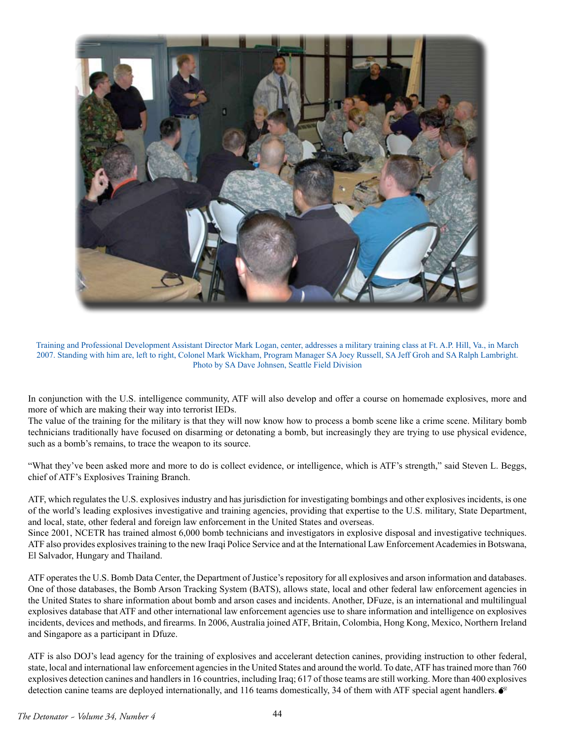Training and Professional Development Assistant Director Mark Logan, center, addresses a military training class at Ft. A.P. Hill, Va., in March 2007. Standing with him are, left to right, Colonel Mark Wickham, Program Manager SA Joey Russell, SA Jeff Groh and SA Ralph Lambright. Photo by SA Dave Johnsen, Seattle Field Division

In conjunction with the U.S. intelligence community, ATF will also develop and offer a course on homemade explosives, more and more of which are making their way into terrorist IEDs.

The value of the training for the military is that they will now know how to process a bomb scene like a crime scene. Military bomb technicians traditionally have focused on disarming or detonating a bomb, but increasingly they are trying to use physical evidence, such as a bomb's remains, to trace the weapon to its source.

"What they've been asked more and more to do is collect evidence, or intelligence, which is ATF's strength," said Steven L. Beggs, chief of ATF's Explosives Training Branch.

ATF, which regulates the U.S. explosives industry and has jurisdiction for investigating bombings and other explosives incidents, is one of the world's leading explosives investigative and training agencies, providing that expertise to the U.S. military, State Department, and local, state, other federal and foreign law enforcement in the United States and overseas.

Since 2001, NCETR has trained almost 6,000 bomb technicians and investigators in explosive disposal and investigative techniques. ATF also provides explosives training to the new Iraqi Police Service and at the International Law Enforcement Academies in Botswana, El Salvador, Hungary and Thailand.

ATF operates the U.S. Bomb Data Center, the Department of Justice's repository for all explosives and arson information and databases. One of those databases, the Bomb Arson Tracking System (BATS), allows state, local and other federal law enforcement agencies in the United States to share information about bomb and arson cases and incidents. Another, DFuze, is an international and multilingual explosives database that ATF and other international law enforcement agencies use to share information and intelligence on explosives incidents, devices and methods, and firearms. In 2006, Australia joined ATF, Britain, Colombia, Hong Kong, Mexico, Northern Ireland and Singapore as a participant in Dfuze.

ATF is also DOJ's lead agency for the training of explosives and accelerant detection canines, providing instruction to other federal, state, local and international law enforcement agencies in the United States and around the world. To date, ATF has trained more than 760 explosives detection canines and handlers in 16 countries, including Iraq; 617 of those teams are still working. More than 400 explosives detection canine teams are deployed internationally, and 116 teams domestically, 34 of them with ATF special agent handlers.